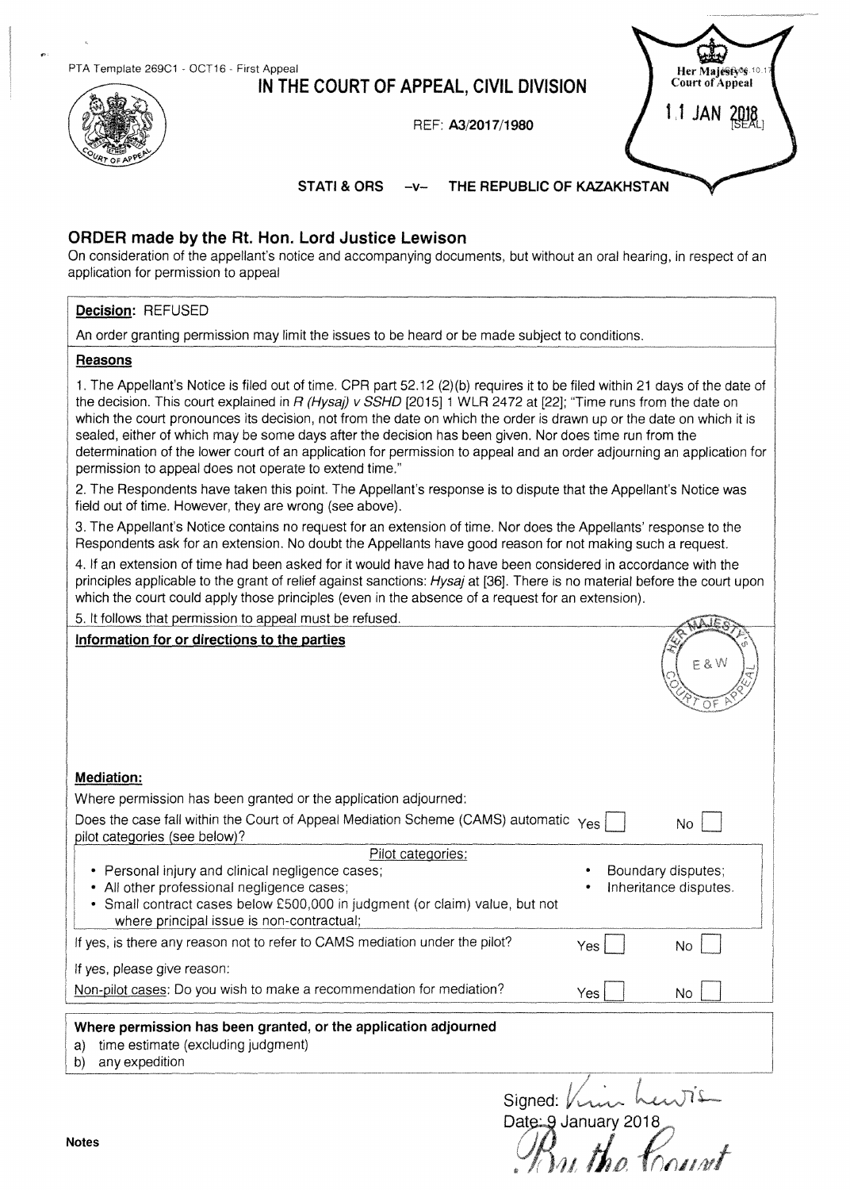PTA Template 269C1 - OCT16 - First Appeal

# IN THE COURT OF APPEAL, CIVIL DIVISION

Her Majesty's Court of Appeal

11 JAN 2018

[SEAL]

REF: **A3/2017/1980**

**STATI & ORS –v– THE REPUBLIC OF KAZAKHSTAN**

## ORDER made by the Rt. Hon. Lord Justice Lewison

On consideration of the appellant's notice and accompanying documents, but without an oral hearing, in respect of an application for permission to appeal

**Decision**: REFUSED

An order granting permission may limit the issues to be heard or be made subject to conditions.

**Reasons**

1. The Appellant's Notice is filed out of time. CPR part 52.12 (2)(b) requires it to be filed within 21 days of the date of the decision. This court explained in *R (Hysaj) v SSHD* [2015] 1 WLR 2472 at [22]; "Time runs from the date on which the court pronounces its decision, not from the date on which the order is drawn up or the date on which it is sealed, either of which may be some days after the decision has been given. Nor does time run from the determination of the lower court of an application for permission to appeal and an order adjourning an application for permission to appeal does not operate to extend time."

2. The Respondents have taken this point. The Appellant's response is to dispute that the Appellant's Notice was field out of time. However, they are wrong (see above).

3. The Appellant's Notice contains no request for an extension of time. Nor does the Appellants' response to the Respondents ask for an extension. No doubt the Appellants have good reason for not making such a request.

4. If an extension of time had been asked for it would have had to have been considered in accordance with the principles applicable to the grant of relief against sanctions: *Hysaj* at [36]. There is no material before the court upon which the court could apply those principles (even in the absence of a request for an extension).

5. It follows that permission to appeal must be refused.

**Information for or directions to the parties**

**Mediation:**

Where permission has been granted or the application adjourned:

Does the case fall within the Court of Appeal Mediation Scheme (CAMS) automatic pilot categories (see below)? Yes ☐ No ☐

Pilot categories:

- Personal injury and clinical negligence cases;
- All other professional negligence cases;
- Small contract cases below £500,000 in judgment (or claim) value, but not where principal issue is non-contractual;
- Boundary disputes;
- Inheritance disputes.

If yes, is there any reason not to refer to CAMS mediation under the pilot? Yes ☐ No ☐

If yes, please give reason:

Non-pilot cases: Do you wish to make a recommendation for mediation? Yes ☐ No ☐

**Where permission has been granted, or the application adjourned**

a) time estimate (excluding judgment)
b) any expedition

Signed: Kim Lewison

Date: 9 January 2018

By the Court

**Notes**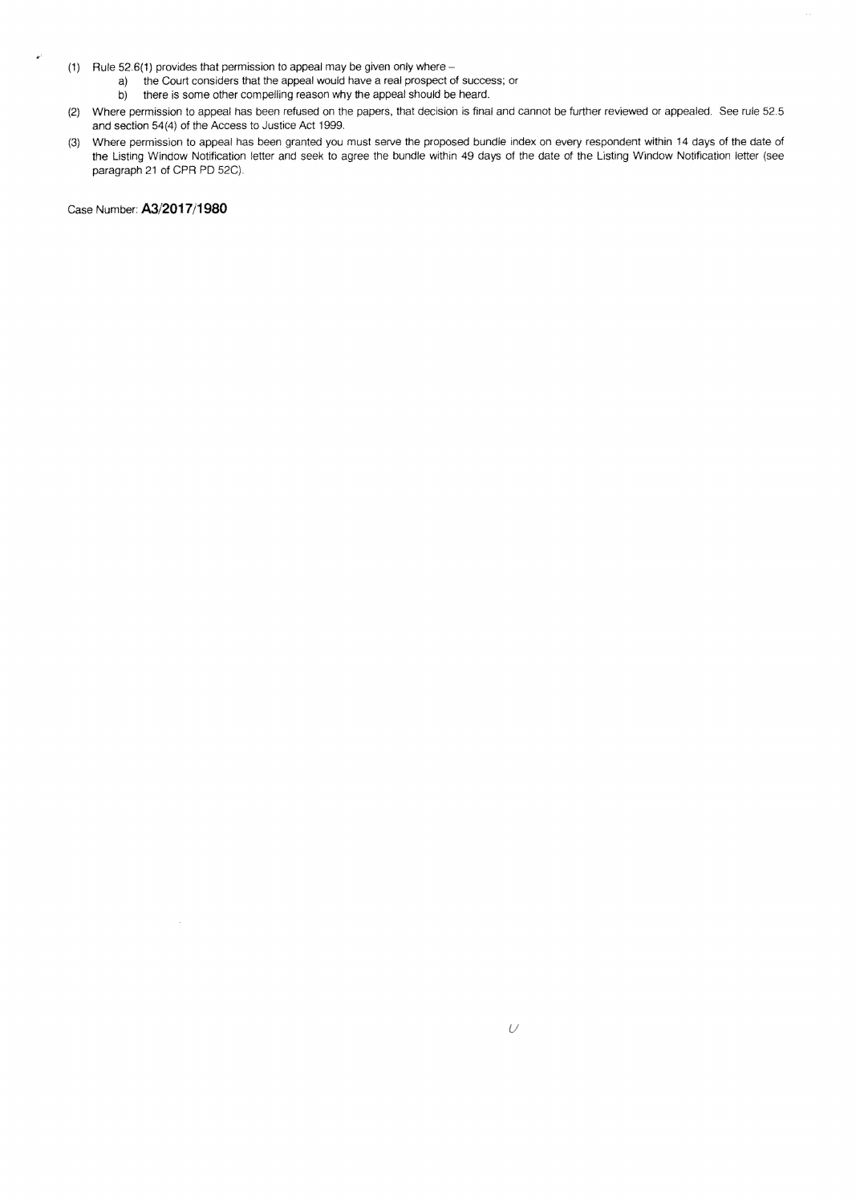(1) Rule 52.6(1) provides that permission to appeal may be given only where –
    a) the Court considers that the appeal would have a real prospect of success; or
    b) there is some other compelling reason why the appeal should be heard.

(2) Where permission to appeal has been refused on the papers, that decision is final and cannot be further reviewed or appealed. See rule 52.5 and section 54(4) of the Access to Justice Act 1999.

(3) Where permission to appeal has been granted you must serve the proposed bundle index on every respondent within 14 days of the date of the Listing Window Notification letter and seek to agree the bundle within 49 days of the date of the Listing Window Notification letter (see paragraph 21 of CPR PD 52C).

Case Number: **A3/2017/1980**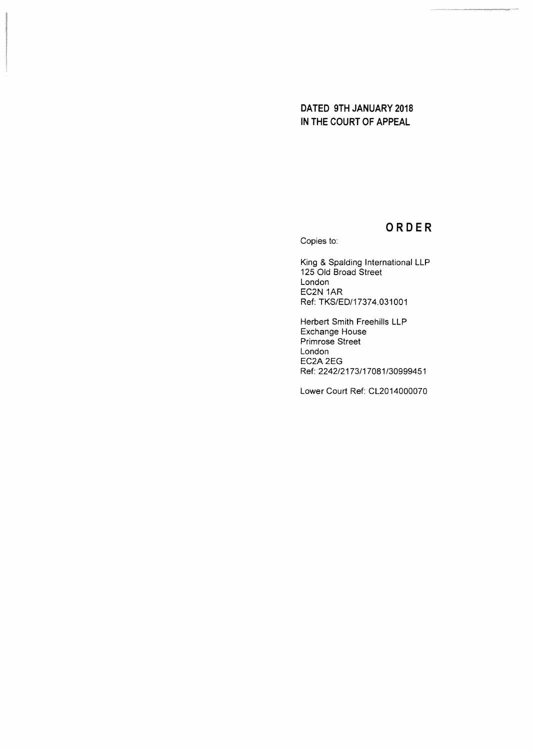**DATED 9TH JANUARY 2018**
**IN THE COURT OF APPEAL**

# ORDER

Copies to:

King & Spalding International LLP
125 Old Broad Street
London
EC2N 1AR
Ref: TKS/ED/17374.031001

Herbert Smith Freehills LLP
Exchange House
Primrose Street
London
EC2A 2EG
Ref: 2242/2173/17081/30999451

Lower Court Ref: CL2014000070